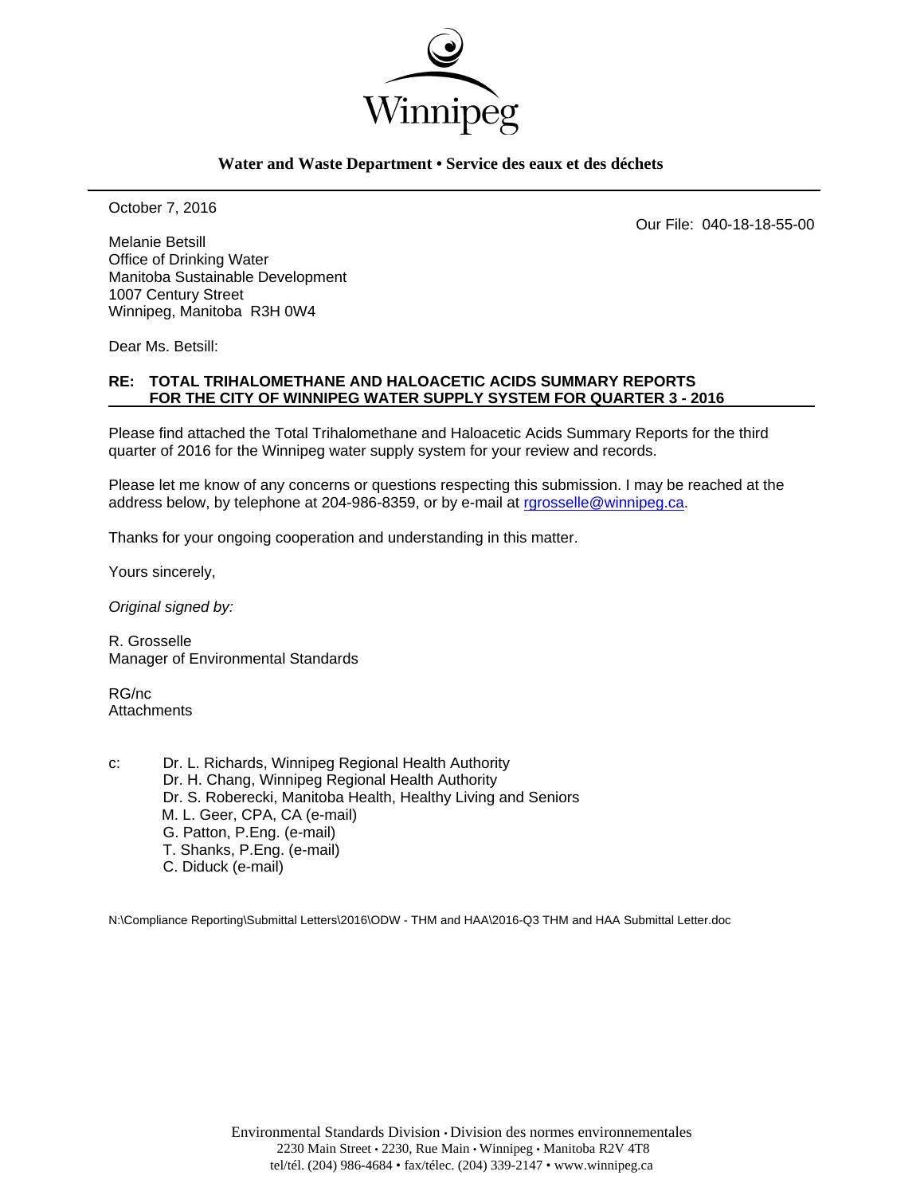Winnipeg

**Water and Waste Department • Service des eaux et des déchets**

October 7, 2016

Our File: 040-18-18-55-00

Melanie Betsill
Office of Drinking Water
Manitoba Sustainable Development
1007 Century Street
Winnipeg, Manitoba R3H 0W4

Dear Ms. Betsill:

**RE: TOTAL TRIHALOMETHANE AND HALOACETIC ACIDS SUMMARY REPORTS FOR THE CITY OF WINNIPEG WATER SUPPLY SYSTEM FOR QUARTER 3 - 2016**

Please find attached the Total Trihalomethane and Haloacetic Acids Summary Reports for the third quarter of 2016 for the Winnipeg water supply system for your review and records.

Please let me know of any concerns or questions respecting this submission. I may be reached at the address below, by telephone at 204-986-8359, or by e-mail at rgrosselle@winnipeg.ca.

Thanks for your ongoing cooperation and understanding in this matter.

Yours sincerely,

*Original signed by:*

R. Grosselle
Manager of Environmental Standards

RG/nc
Attachments

c: Dr. L. Richards, Winnipeg Regional Health Authority
Dr. H. Chang, Winnipeg Regional Health Authority
Dr. S. Roberecki, Manitoba Health, Healthy Living and Seniors
M. L. Geer, CPA, CA (e-mail)
G. Patton, P.Eng. (e-mail)
T. Shanks, P.Eng. (e-mail)
C. Diduck (e-mail)

N:\Compliance Reporting\Submittal Letters\2016\ODW - THM and HAA\2016-Q3 THM and HAA Submittal Letter.doc

Environmental Standards Division • Division des normes environnementales
2230 Main Street • 2230, Rue Main • Winnipeg • Manitoba R2V 4T8
tel/tél. (204) 986-4684 • fax/télec. (204) 339-2147 • www.winnipeg.ca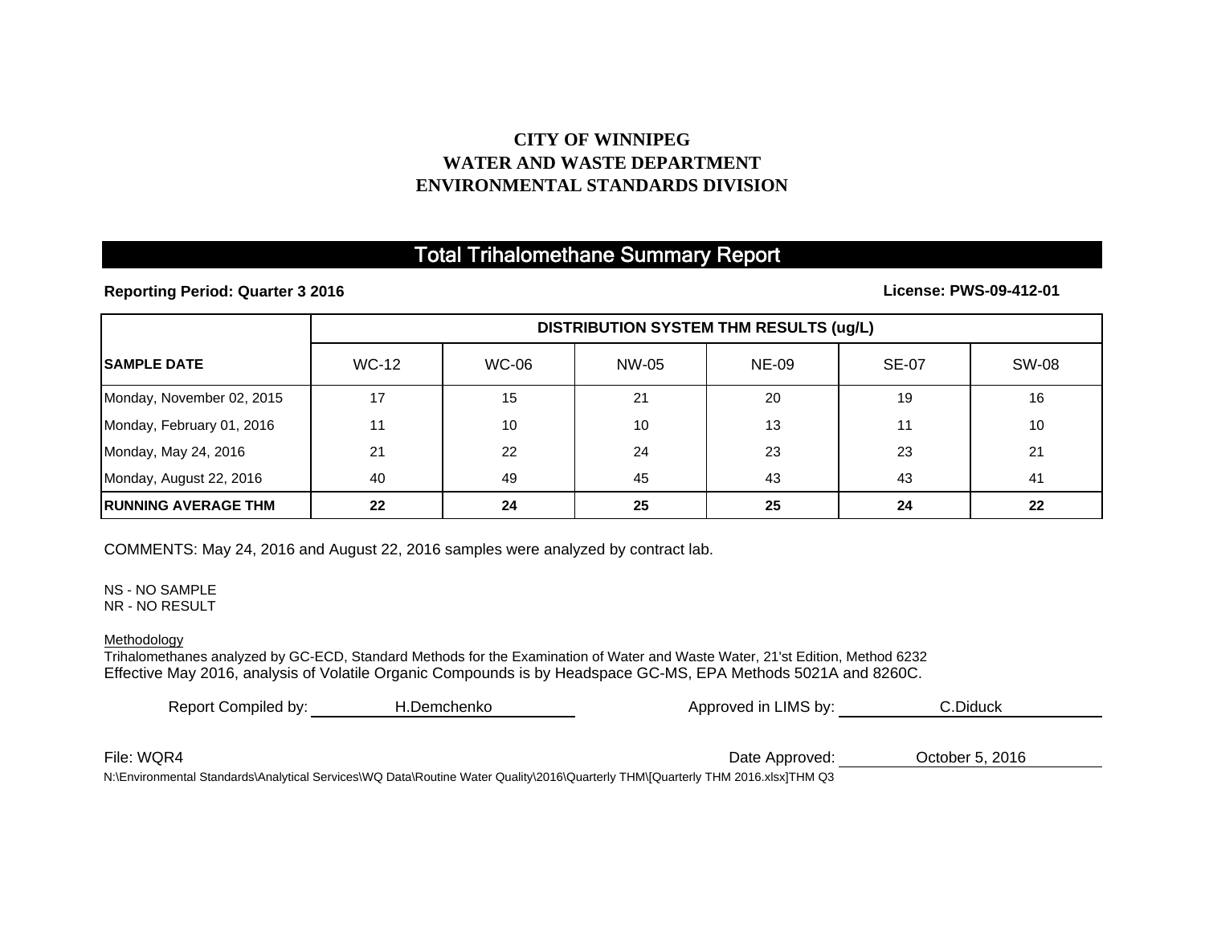**CITY OF WINNIPEG**
**WATER AND WASTE DEPARTMENT**
**ENVIRONMENTAL STANDARDS DIVISION**

# Total Trihalomethane Summary Report

**Reporting Period: Quarter 3 2016** **License: PWS-09-412-01**

| | DISTRIBUTION SYSTEM THM RESULTS (ug/L) | | | | | |
|---|---|---|---|---|---|---|
| **SAMPLE DATE** | WC-12 | WC-06 | NW-05 | NE-09 | SE-07 | SW-08 |
| Monday, November 02, 2015 | 17 | 15 | 21 | 20 | 19 | 16 |
| Monday, February 01, 2016 | 11 | 10 | 10 | 13 | 11 | 10 |
| Monday, May 24, 2016 | 21 | 22 | 24 | 23 | 23 | 21 |
| Monday, August 22, 2016 | 40 | 49 | 45 | 43 | 43 | 41 |
| **RUNNING AVERAGE THM** | **22** | **24** | **25** | **25** | **24** | **22** |

COMMENTS: May 24, 2016 and August 22, 2016 samples were analyzed by contract lab.

NS - NO SAMPLE
NR - NO RESULT

Methodology
Trihalomethanes analyzed by GC-ECD, Standard Methods for the Examination of Water and Waste Water, 21'st Edition, Method 6232
Effective May 2016, analysis of Volatile Organic Compounds is by Headspace GC-MS, EPA Methods 5021A and 8260C.

Report Compiled by: H.Demchenko Approved in LIMS by: C.Diduck

File: WQR4 Date Approved: October 5, 2016

N:\Environmental Standards\Analytical Services\WQ Data\Routine Water Quality\2016\Quarterly THM\[Quarterly THM 2016.xlsx]THM Q3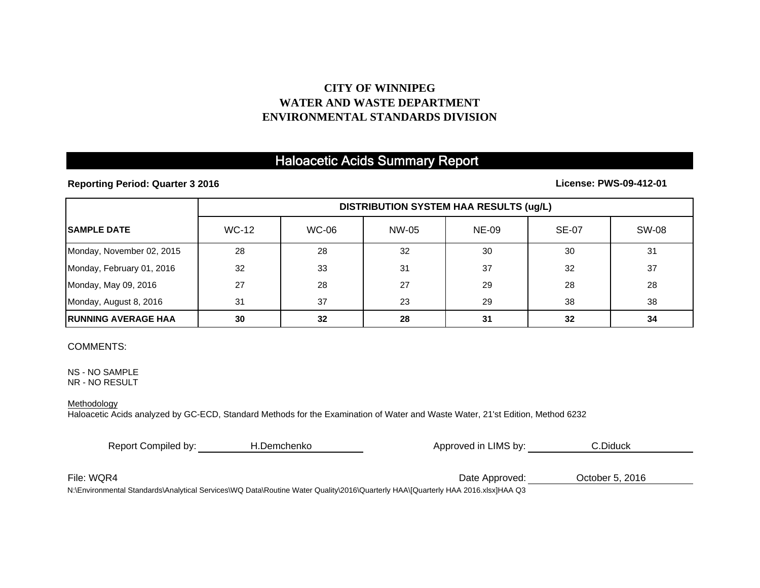**CITY OF WINNIPEG**
**WATER AND WASTE DEPARTMENT**
**ENVIRONMENTAL STANDARDS DIVISION**

# Haloacetic Acids Summary Report

**Reporting Period: Quarter 3 2016** **License: PWS-09-412-01**

| | DISTRIBUTION SYSTEM HAA RESULTS (ug/L) | | | | | |
|---|---|---|---|---|---|---|
| **SAMPLE DATE** | WC-12 | WC-06 | NW-05 | NE-09 | SE-07 | SW-08 |
| Monday, November 02, 2015 | 28 | 28 | 32 | 30 | 30 | 31 |
| Monday, February 01, 2016 | 32 | 33 | 31 | 37 | 32 | 37 |
| Monday, May 09, 2016 | 27 | 28 | 27 | 29 | 28 | 28 |
| Monday, August 8, 2016 | 31 | 37 | 23 | 29 | 38 | 38 |
| **RUNNING AVERAGE HAA** | **30** | **32** | **28** | **31** | **32** | **34** |

COMMENTS:

NS - NO SAMPLE
NR - NO RESULT

Methodology
Haloacetic Acids analyzed by GC-ECD, Standard Methods for the Examination of Water and Waste Water, 21'st Edition, Method 6232

Report Compiled by: H.Demchenko Approved in LIMS by: C.Diduck

File: WQR4 Date Approved: October 5, 2016

N:\Environmental Standards\Analytical Services\WQ Data\Routine Water Quality\2016\Quarterly HAA\[Quarterly HAA 2016.xlsx]HAA Q3